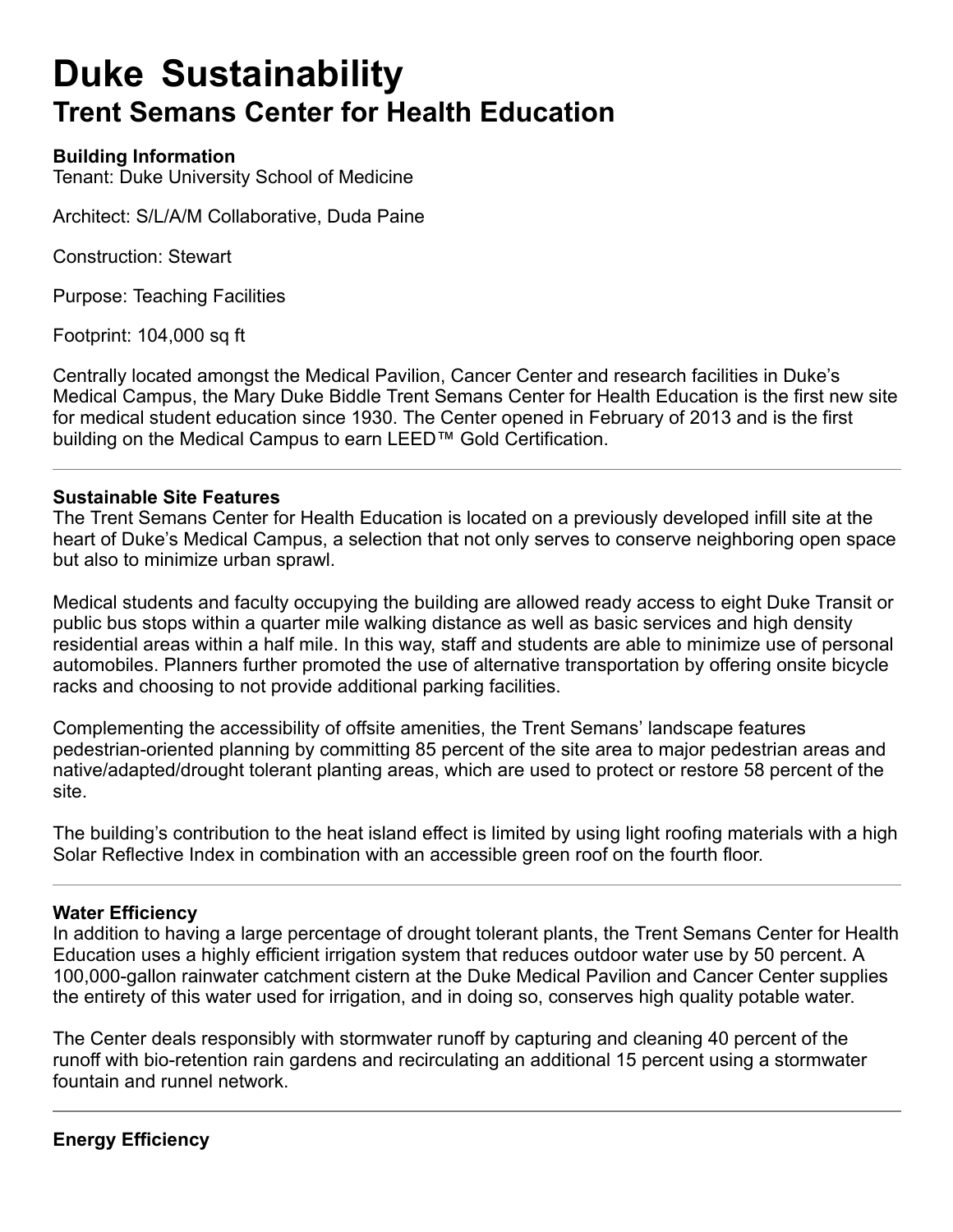# Duke Sustainability

## Trent Semans Center for Health Education

**Building Information**

Tenant: Duke University School of Medicine

Architect: S/L/A/M Collaborative, Duda Paine

Construction: Stewart

Purpose: Teaching Facilities

Footprint: 104,000 sq ft

Centrally located amongst the Medical Pavilion, Cancer Center and research facilities in Duke's Medical Campus, the Mary Duke Biddle Trent Semans Center for Health Education is the first new site for medical student education since 1930. The Center opened in February of 2013 and is the first building on the Medical Campus to earn LEED™ Gold Certification.

---

**Sustainable Site Features**

The Trent Semans Center for Health Education is located on a previously developed infill site at the heart of Duke's Medical Campus, a selection that not only serves to conserve neighboring open space but also to minimize urban sprawl.

Medical students and faculty occupying the building are allowed ready access to eight Duke Transit or public bus stops within a quarter mile walking distance as well as basic services and high density residential areas within a half mile. In this way, staff and students are able to minimize use of personal automobiles. Planners further promoted the use of alternative transportation by offering onsite bicycle racks and choosing to not provide additional parking facilities.

Complementing the accessibility of offsite amenities, the Trent Semans' landscape features pedestrian-oriented planning by committing 85 percent of the site area to major pedestrian areas and native/adapted/drought tolerant planting areas, which are used to protect or restore 58 percent of the site.

The building's contribution to the heat island effect is limited by using light roofing materials with a high Solar Reflective Index in combination with an accessible green roof on the fourth floor.

---

**Water Efficiency**

In addition to having a large percentage of drought tolerant plants, the Trent Semans Center for Health Education uses a highly efficient irrigation system that reduces outdoor water use by 50 percent. A 100,000-gallon rainwater catchment cistern at the Duke Medical Pavilion and Cancer Center supplies the entirety of this water used for irrigation, and in doing so, conserves high quality potable water.

The Center deals responsibly with stormwater runoff by capturing and cleaning 40 percent of the runoff with bio-retention rain gardens and recirculating an additional 15 percent using a stormwater fountain and runnel network.

---

**Energy Efficiency**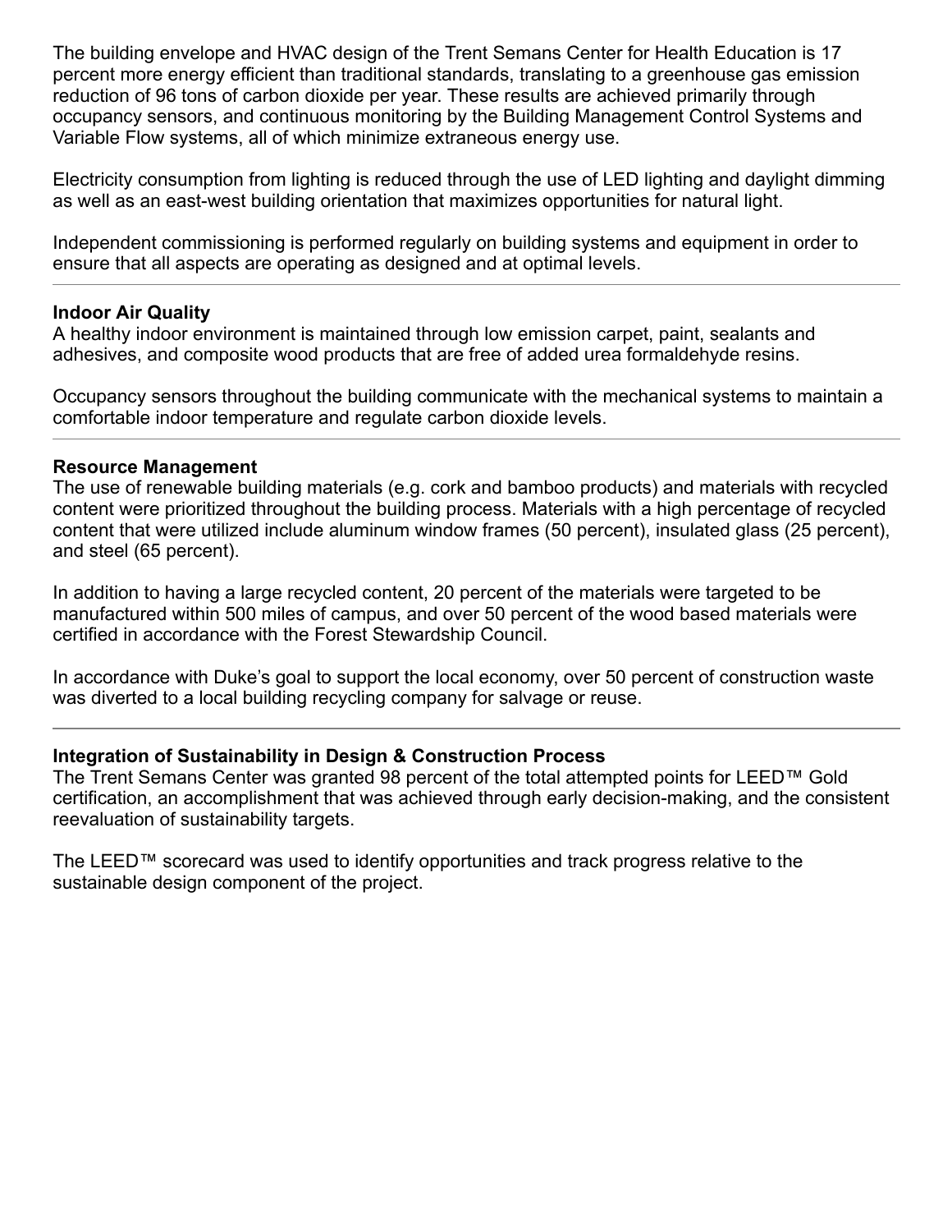The building envelope and HVAC design of the Trent Semans Center for Health Education is 17 percent more energy efficient than traditional standards, translating to a greenhouse gas emission reduction of 96 tons of carbon dioxide per year. These results are achieved primarily through occupancy sensors, and continuous monitoring by the Building Management Control Systems and Variable Flow systems, all of which minimize extraneous energy use.

Electricity consumption from lighting is reduced through the use of LED lighting and daylight dimming as well as an east-west building orientation that maximizes opportunities for natural light.

Independent commissioning is performed regularly on building systems and equipment in order to ensure that all aspects are operating as designed and at optimal levels.

---

**Indoor Air Quality**
A healthy indoor environment is maintained through low emission carpet, paint, sealants and adhesives, and composite wood products that are free of added urea formaldehyde resins.

Occupancy sensors throughout the building communicate with the mechanical systems to maintain a comfortable indoor temperature and regulate carbon dioxide levels.

---

**Resource Management**
The use of renewable building materials (e.g. cork and bamboo products) and materials with recycled content were prioritized throughout the building process. Materials with a high percentage of recycled content that were utilized include aluminum window frames (50 percent), insulated glass (25 percent), and steel (65 percent).

In addition to having a large recycled content, 20 percent of the materials were targeted to be manufactured within 500 miles of campus, and over 50 percent of the wood based materials were certified in accordance with the Forest Stewardship Council.

In accordance with Duke's goal to support the local economy, over 50 percent of construction waste was diverted to a local building recycling company for salvage or reuse.

---

**Integration of Sustainability in Design & Construction Process**
The Trent Semans Center was granted 98 percent of the total attempted points for LEED™ Gold certification, an accomplishment that was achieved through early decision-making, and the consistent reevaluation of sustainability targets.

The LEED™ scorecard was used to identify opportunities and track progress relative to the sustainable design component of the project.